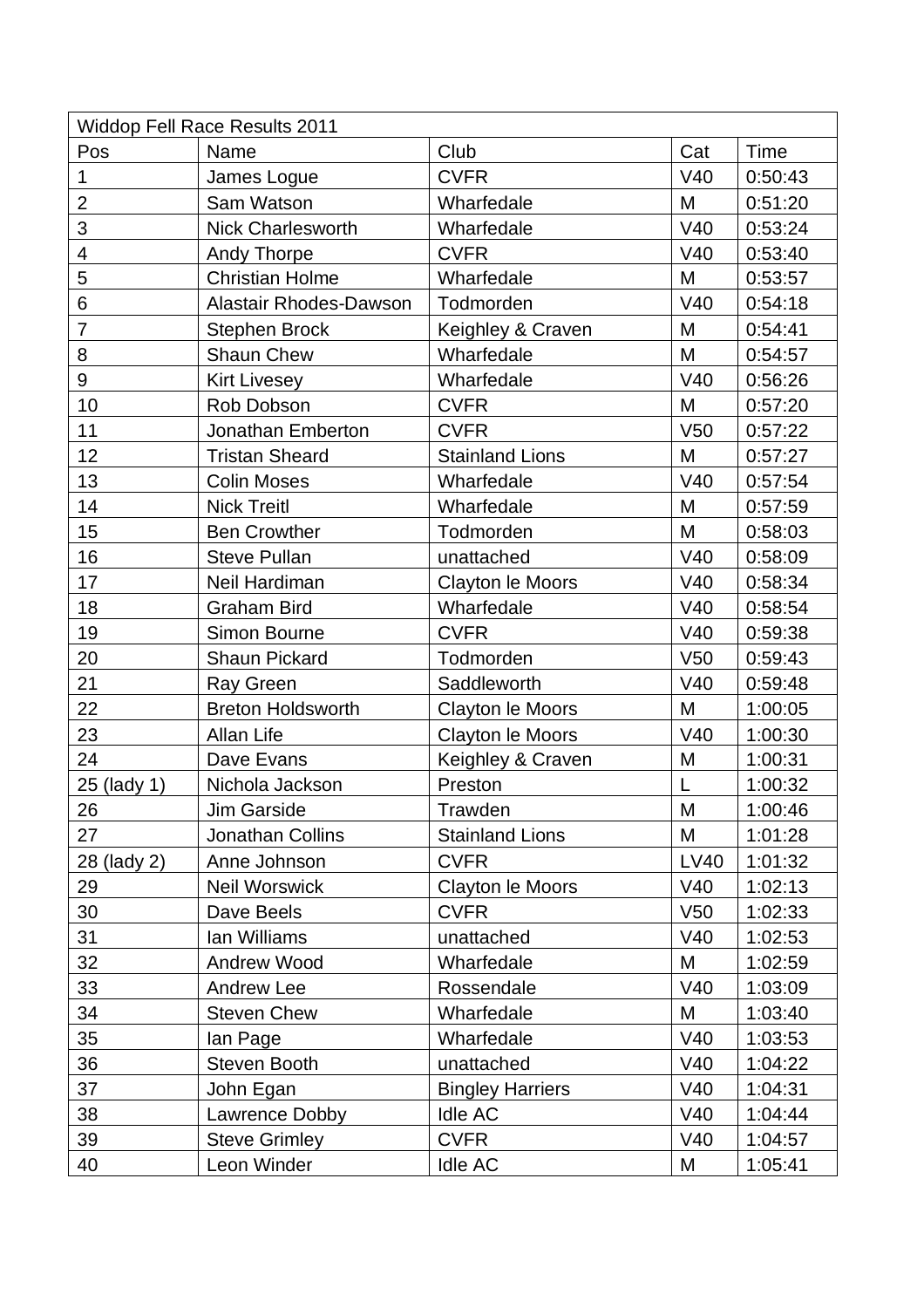| Widdop Fell Race Results 2011 | | | | |
|---|---|---|---|---|
| Pos | Name | Club | Cat | Time |
| 1 | James Logue | CVFR | V40 | 0:50:43 |
| 2 | Sam Watson | Wharfedale | M | 0:51:20 |
| 3 | Nick Charlesworth | Wharfedale | V40 | 0:53:24 |
| 4 | Andy Thorpe | CVFR | V40 | 0:53:40 |
| 5 | Christian Holme | Wharfedale | M | 0:53:57 |
| 6 | Alastair Rhodes-Dawson | Todmorden | V40 | 0:54:18 |
| 7 | Stephen Brock | Keighley & Craven | M | 0:54:41 |
| 8 | Shaun Chew | Wharfedale | M | 0:54:57 |
| 9 | Kirt Livesey | Wharfedale | V40 | 0:56:26 |
| 10 | Rob Dobson | CVFR | M | 0:57:20 |
| 11 | Jonathan Emberton | CVFR | V50 | 0:57:22 |
| 12 | Tristan Sheard | Stainland Lions | M | 0:57:27 |
| 13 | Colin Moses | Wharfedale | V40 | 0:57:54 |
| 14 | Nick Treitl | Wharfedale | M | 0:57:59 |
| 15 | Ben Crowther | Todmorden | M | 0:58:03 |
| 16 | Steve Pullan | unattached | V40 | 0:58:09 |
| 17 | Neil Hardiman | Clayton le Moors | V40 | 0:58:34 |
| 18 | Graham Bird | Wharfedale | V40 | 0:58:54 |
| 19 | Simon Bourne | CVFR | V40 | 0:59:38 |
| 20 | Shaun Pickard | Todmorden | V50 | 0:59:43 |
| 21 | Ray Green | Saddleworth | V40 | 0:59:48 |
| 22 | Breton Holdsworth | Clayton le Moors | M | 1:00:05 |
| 23 | Allan Life | Clayton le Moors | V40 | 1:00:30 |
| 24 | Dave Evans | Keighley & Craven | M | 1:00:31 |
| 25 (lady 1) | Nichola Jackson | Preston | L | 1:00:32 |
| 26 | Jim Garside | Trawden | M | 1:00:46 |
| 27 | Jonathan Collins | Stainland Lions | M | 1:01:28 |
| 28 (lady 2) | Anne Johnson | CVFR | LV40 | 1:01:32 |
| 29 | Neil Worswick | Clayton le Moors | V40 | 1:02:13 |
| 30 | Dave Beels | CVFR | V50 | 1:02:33 |
| 31 | Ian Williams | unattached | V40 | 1:02:53 |
| 32 | Andrew Wood | Wharfedale | M | 1:02:59 |
| 33 | Andrew Lee | Rossendale | V40 | 1:03:09 |
| 34 | Steven Chew | Wharfedale | M | 1:03:40 |
| 35 | Ian Page | Wharfedale | V40 | 1:03:53 |
| 36 | Steven Booth | unattached | V40 | 1:04:22 |
| 37 | John Egan | Bingley Harriers | V40 | 1:04:31 |
| 38 | Lawrence Dobby | Idle AC | V40 | 1:04:44 |
| 39 | Steve Grimley | CVFR | V40 | 1:04:57 |
| 40 | Leon Winder | Idle AC | M | 1:05:41 |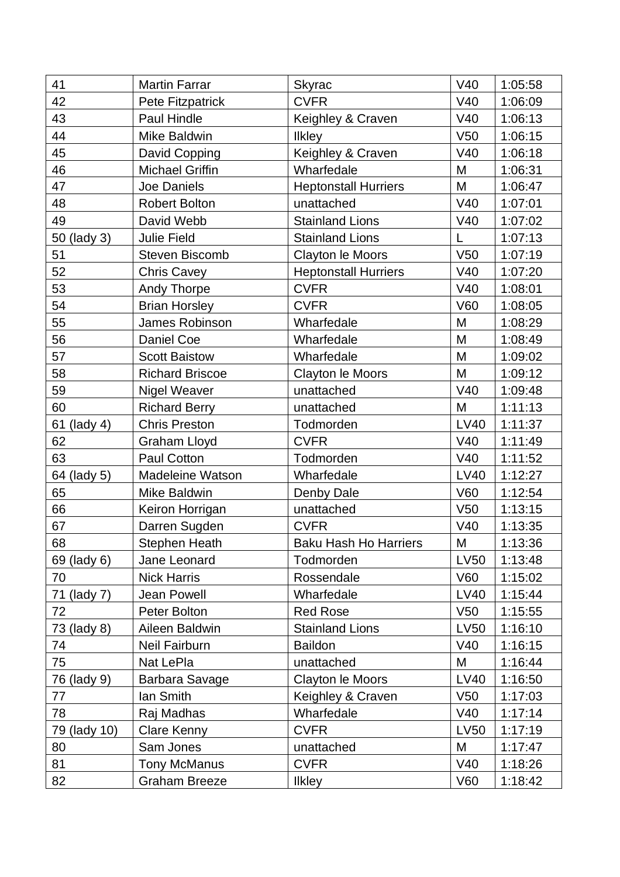| | | | | |
|---|---|---|---|---|
| 41 | Martin Farrar | Skyrac | V40 | 1:05:58 |
| 42 | Pete Fitzpatrick | CVFR | V40 | 1:06:09 |
| 43 | Paul Hindle | Keighley & Craven | V40 | 1:06:13 |
| 44 | Mike Baldwin | Ilkley | V50 | 1:06:15 |
| 45 | David Copping | Keighley & Craven | V40 | 1:06:18 |
| 46 | Michael Griffin | Wharfedale | M | 1:06:31 |
| 47 | Joe Daniels | Heptonstall Hurriers | M | 1:06:47 |
| 48 | Robert Bolton | unattached | V40 | 1:07:01 |
| 49 | David Webb | Stainland Lions | V40 | 1:07:02 |
| 50 (lady 3) | Julie Field | Stainland Lions | L | 1:07:13 |
| 51 | Steven Biscomb | Clayton le Moors | V50 | 1:07:19 |
| 52 | Chris Cavey | Heptonstall Hurriers | V40 | 1:07:20 |
| 53 | Andy Thorpe | CVFR | V40 | 1:08:01 |
| 54 | Brian Horsley | CVFR | V60 | 1:08:05 |
| 55 | James Robinson | Wharfedale | M | 1:08:29 |
| 56 | Daniel Coe | Wharfedale | M | 1:08:49 |
| 57 | Scott Baistow | Wharfedale | M | 1:09:02 |
| 58 | Richard Briscoe | Clayton le Moors | M | 1:09:12 |
| 59 | Nigel Weaver | unattached | V40 | 1:09:48 |
| 60 | Richard Berry | unattached | M | 1:11:13 |
| 61 (lady 4) | Chris Preston | Todmorden | LV40 | 1:11:37 |
| 62 | Graham Lloyd | CVFR | V40 | 1:11:49 |
| 63 | Paul Cotton | Todmorden | V40 | 1:11:52 |
| 64 (lady 5) | Madeleine Watson | Wharfedale | LV40 | 1:12:27 |
| 65 | Mike Baldwin | Denby Dale | V60 | 1:12:54 |
| 66 | Keiron Horrigan | unattached | V50 | 1:13:15 |
| 67 | Darren Sugden | CVFR | V40 | 1:13:35 |
| 68 | Stephen Heath | Baku Hash Ho Harriers | M | 1:13:36 |
| 69 (lady 6) | Jane Leonard | Todmorden | LV50 | 1:13:48 |
| 70 | Nick Harris | Rossendale | V60 | 1:15:02 |
| 71 (lady 7) | Jean Powell | Wharfedale | LV40 | 1:15:44 |
| 72 | Peter Bolton | Red Rose | V50 | 1:15:55 |
| 73 (lady 8) | Aileen Baldwin | Stainland Lions | LV50 | 1:16:10 |
| 74 | Neil Fairburn | Baildon | V40 | 1:16:15 |
| 75 | Nat LePla | unattached | M | 1:16:44 |
| 76 (lady 9) | Barbara Savage | Clayton le Moors | LV40 | 1:16:50 |
| 77 | Ian Smith | Keighley & Craven | V50 | 1:17:03 |
| 78 | Raj Madhas | Wharfedale | V40 | 1:17:14 |
| 79 (lady 10) | Clare Kenny | CVFR | LV50 | 1:17:19 |
| 80 | Sam Jones | unattached | M | 1:17:47 |
| 81 | Tony McManus | CVFR | V40 | 1:18:26 |
| 82 | Graham Breeze | Ilkley | V60 | 1:18:42 |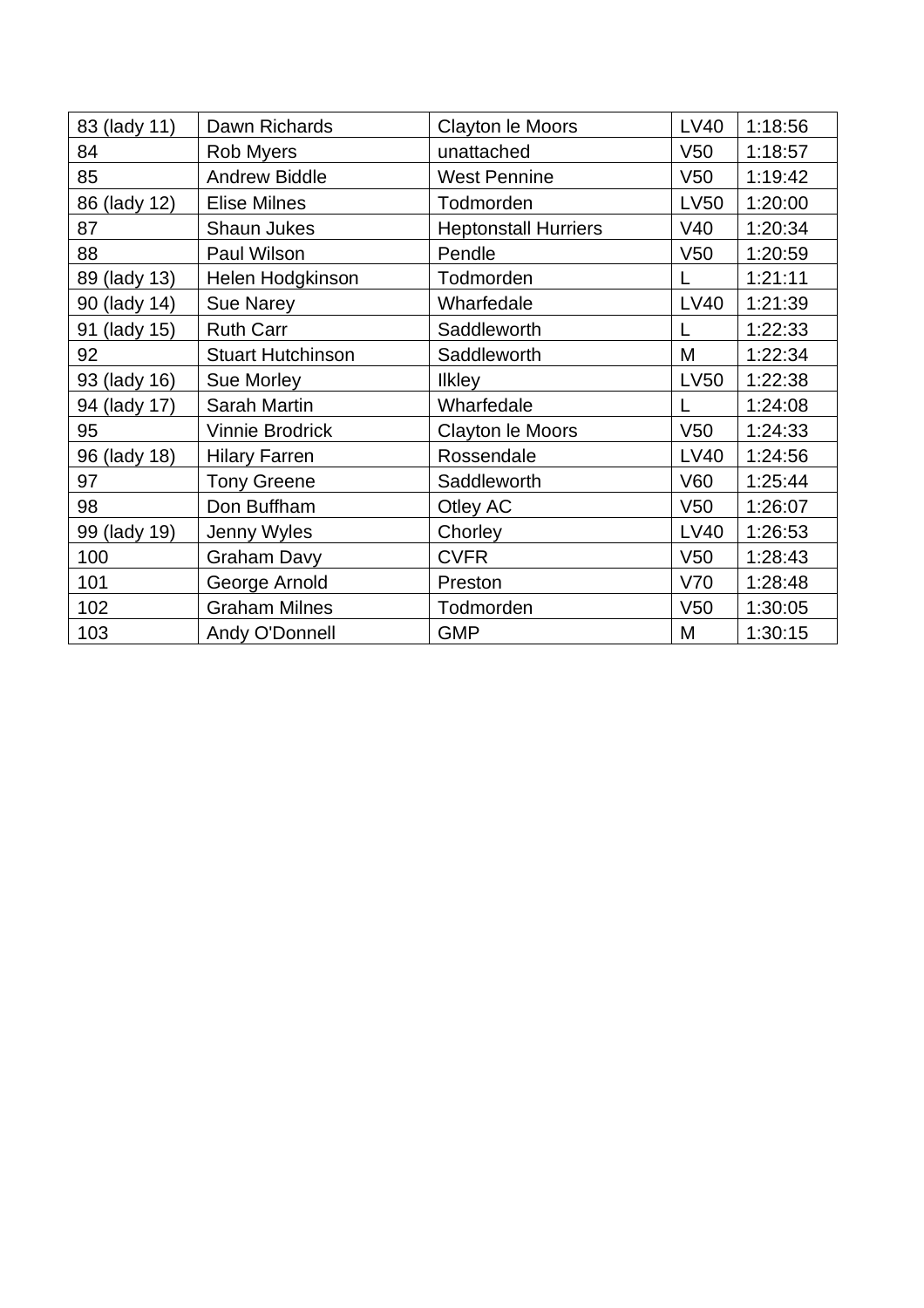| | | | | |
|---|---|---|---|---|
| 83 (lady 11) | Dawn Richards | Clayton le Moors | LV40 | 1:18:56 |
| 84 | Rob Myers | unattached | V50 | 1:18:57 |
| 85 | Andrew Biddle | West Pennine | V50 | 1:19:42 |
| 86 (lady 12) | Elise Milnes | Todmorden | LV50 | 1:20:00 |
| 87 | Shaun Jukes | Heptonstall Hurriers | V40 | 1:20:34 |
| 88 | Paul Wilson | Pendle | V50 | 1:20:59 |
| 89 (lady 13) | Helen Hodgkinson | Todmorden | L | 1:21:11 |
| 90 (lady 14) | Sue Narey | Wharfedale | LV40 | 1:21:39 |
| 91 (lady 15) | Ruth Carr | Saddleworth | L | 1:22:33 |
| 92 | Stuart Hutchinson | Saddleworth | M | 1:22:34 |
| 93 (lady 16) | Sue Morley | Ilkley | LV50 | 1:22:38 |
| 94 (lady 17) | Sarah Martin | Wharfedale | L | 1:24:08 |
| 95 | Vinnie Brodrick | Clayton le Moors | V50 | 1:24:33 |
| 96 (lady 18) | Hilary Farren | Rossendale | LV40 | 1:24:56 |
| 97 | Tony Greene | Saddleworth | V60 | 1:25:44 |
| 98 | Don Buffham | Otley AC | V50 | 1:26:07 |
| 99 (lady 19) | Jenny Wyles | Chorley | LV40 | 1:26:53 |
| 100 | Graham Davy | CVFR | V50 | 1:28:43 |
| 101 | George Arnold | Preston | V70 | 1:28:48 |
| 102 | Graham Milnes | Todmorden | V50 | 1:30:05 |
| 103 | Andy O'Donnell | GMP | M | 1:30:15 |